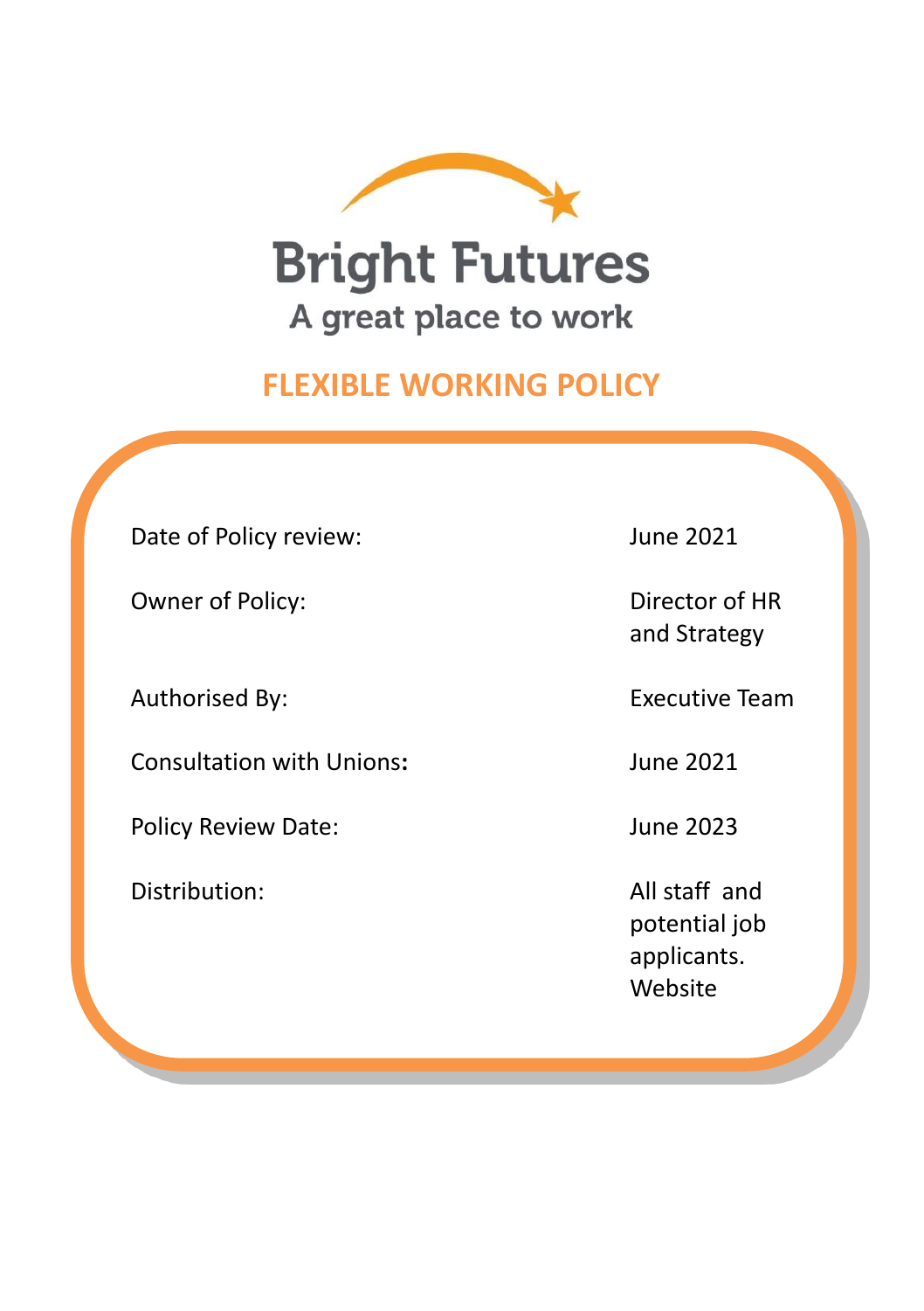Bright Futures

A great place to work

# FLEXIBLE WORKING POLICY

| | |
|---|---|
| Date of Policy review: | June 2021 |
| Owner of Policy: | Director of HR and Strategy |
| Authorised By: | Executive Team |
| Consultation with Unions**:** | June 2021 |
| Policy Review Date: | June 2023 |
| Distribution: | All staff and potential job applicants. Website |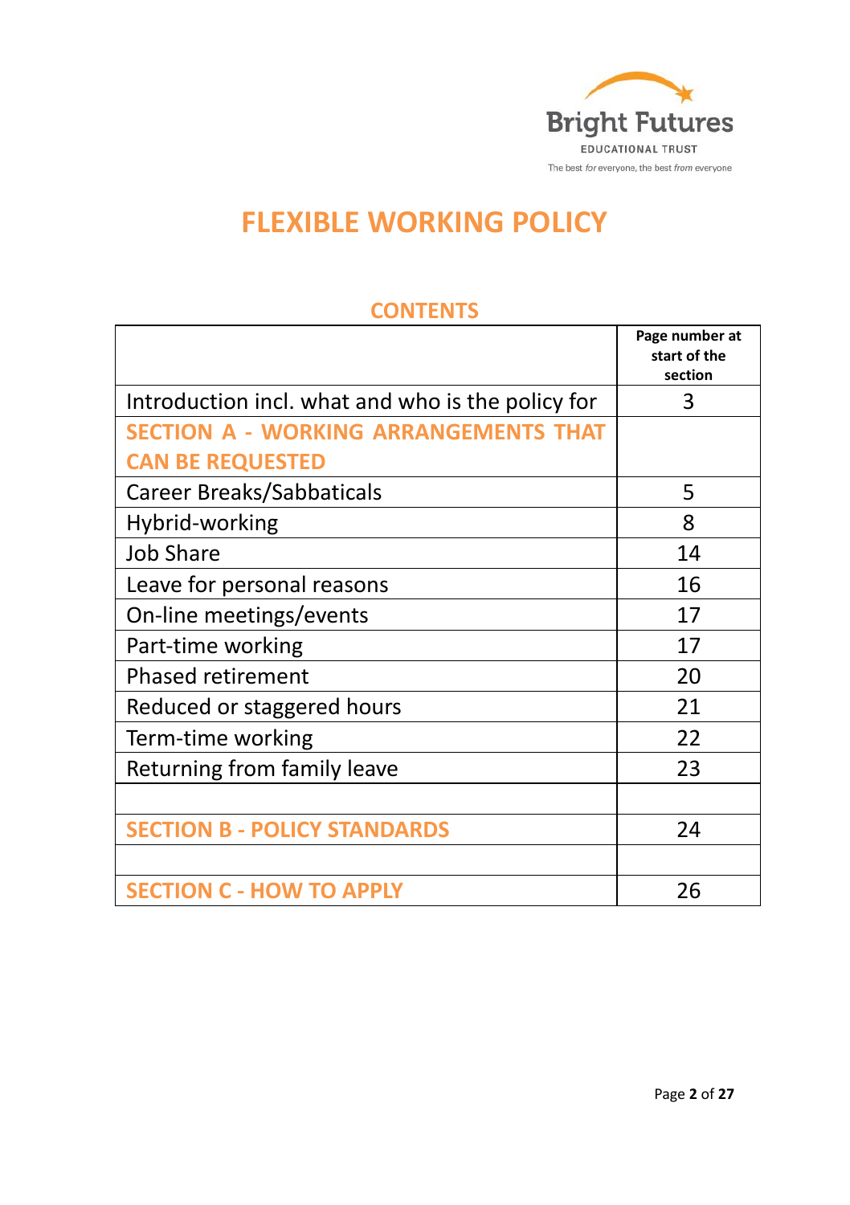Bright Futures
EDUCATIONAL TRUST
The best *for* everyone, the best *from* everyone

# FLEXIBLE WORKING POLICY

## CONTENTS

| | Page number at start of the section |
|---|---|
| Introduction incl. what and who is the policy for | 3 |
| **SECTION A - WORKING ARRANGEMENTS THAT CAN BE REQUESTED** | |
| Career Breaks/Sabbaticals | 5 |
| Hybrid-working | 8 |
| Job Share | 14 |
| Leave for personal reasons | 16 |
| On-line meetings/events | 17 |
| Part-time working | 17 |
| Phased retirement | 20 |
| Reduced or staggered hours | 21 |
| Term-time working | 22 |
| Returning from family leave | 23 |
| | |
| **SECTION B - POLICY STANDARDS** | 24 |
| | |
| **SECTION C - HOW TO APPLY** | 26 |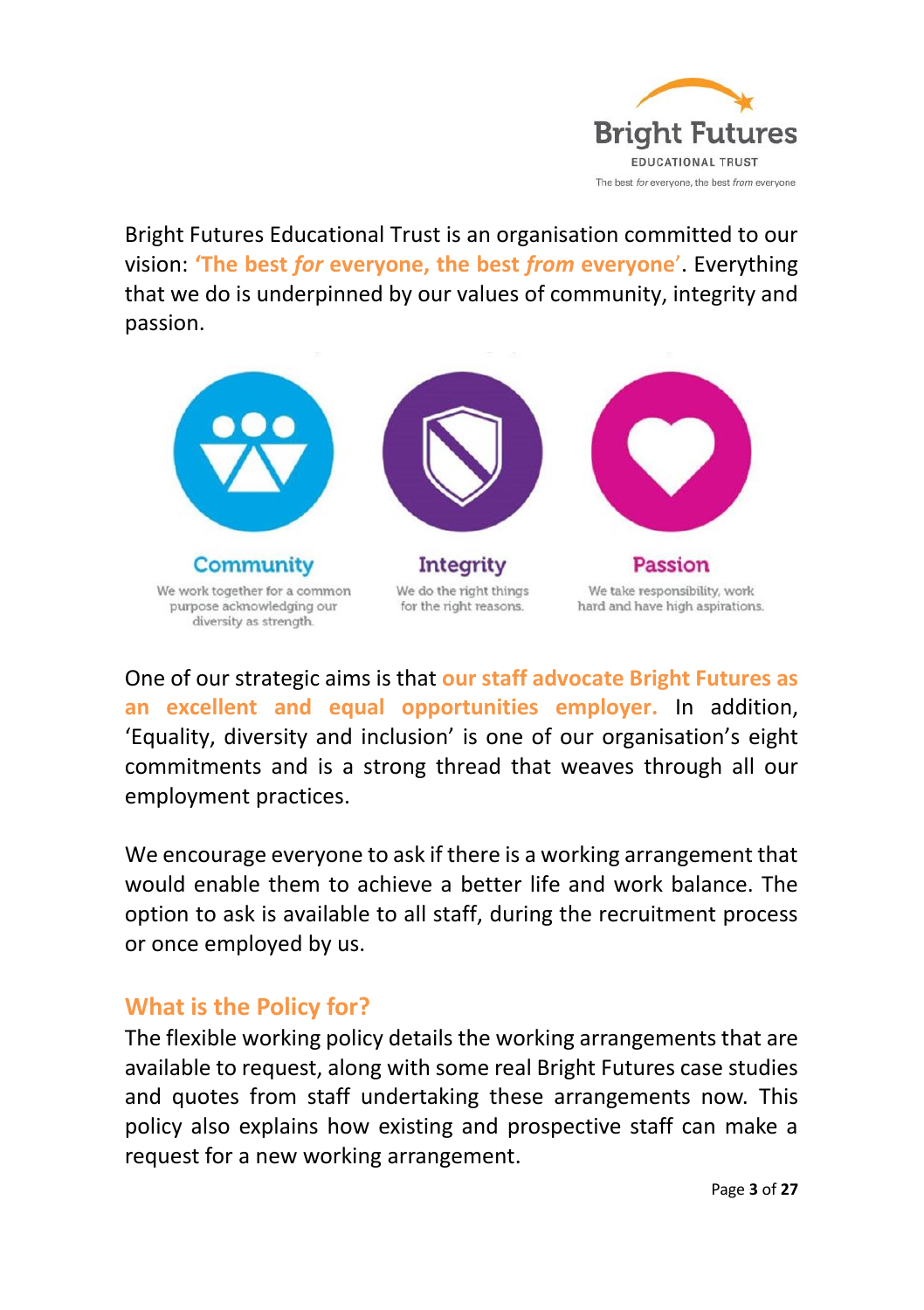Bright Futures Educational Trust is an organisation committed to our vision: **'The best *for* everyone, the best *from* everyone'**. Everything that we do is underpinned by our values of community, integrity and passion.

**Community**
We work together for a common purpose acknowledging our diversity as strength.

**Integrity**
We do the right things for the right reasons.

**Passion**
We take responsibility, work hard and have high aspirations.

One of our strategic aims is that **our staff advocate Bright Futures as an excellent and equal opportunities employer.** In addition, 'Equality, diversity and inclusion' is one of our organisation's eight commitments and is a strong thread that weaves through all our employment practices.

We encourage everyone to ask if there is a working arrangement that would enable them to achieve a better life and work balance. The option to ask is available to all staff, during the recruitment process or once employed by us.

## What is the Policy for?

The flexible working policy details the working arrangements that are available to request, along with some real Bright Futures case studies and quotes from staff undertaking these arrangements now. This policy also explains how existing and prospective staff can make a request for a new working arrangement.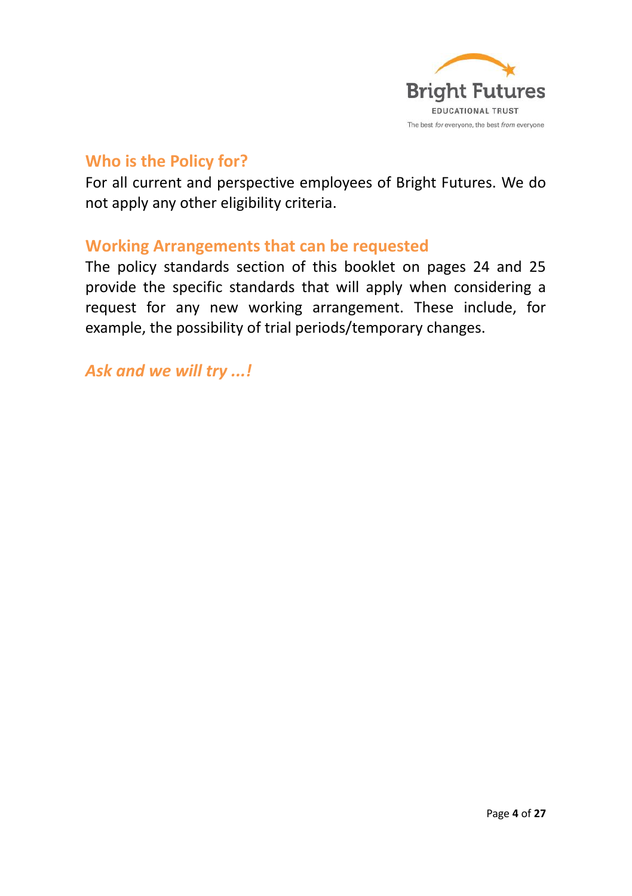## Who is the Policy for?

For all current and perspective employees of Bright Futures. We do not apply any other eligibility criteria.

## Working Arrangements that can be requested

The policy standards section of this booklet on pages 24 and 25 provide the specific standards that will apply when considering a request for any new working arrangement. These include, for example, the possibility of trial periods/temporary changes.

## *Ask and we will try ...!*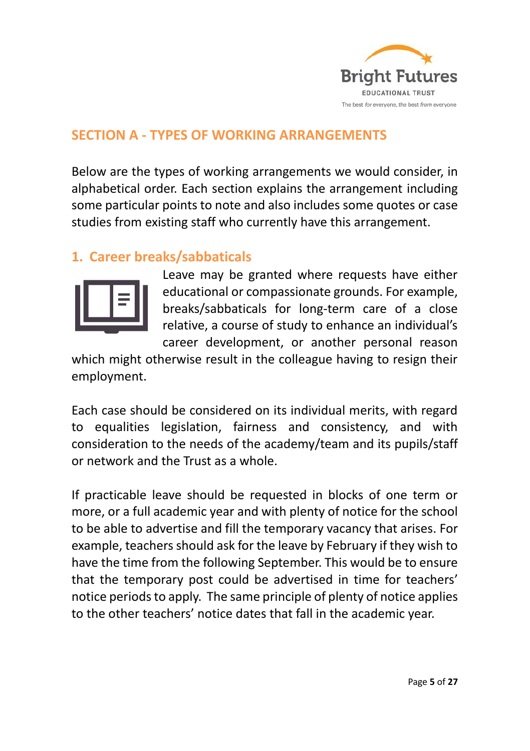## SECTION A - TYPES OF WORKING ARRANGEMENTS

Below are the types of working arrangements we would consider, in alphabetical order. Each section explains the arrangement including some particular points to note and also includes some quotes or case studies from existing staff who currently have this arrangement.

### 1. Career breaks/sabbaticals

Leave may be granted where requests have either educational or compassionate grounds. For example, breaks/sabbaticals for long-term care of a close relative, a course of study to enhance an individual's career development, or another personal reason which might otherwise result in the colleague having to resign their employment.

Each case should be considered on its individual merits, with regard to equalities legislation, fairness and consistency, and with consideration to the needs of the academy/team and its pupils/staff or network and the Trust as a whole.

If practicable leave should be requested in blocks of one term or more, or a full academic year and with plenty of notice for the school to be able to advertise and fill the temporary vacancy that arises. For example, teachers should ask for the leave by February if they wish to have the time from the following September. This would be to ensure that the temporary post could be advertised in time for teachers' notice periods to apply. The same principle of plenty of notice applies to the other teachers' notice dates that fall in the academic year.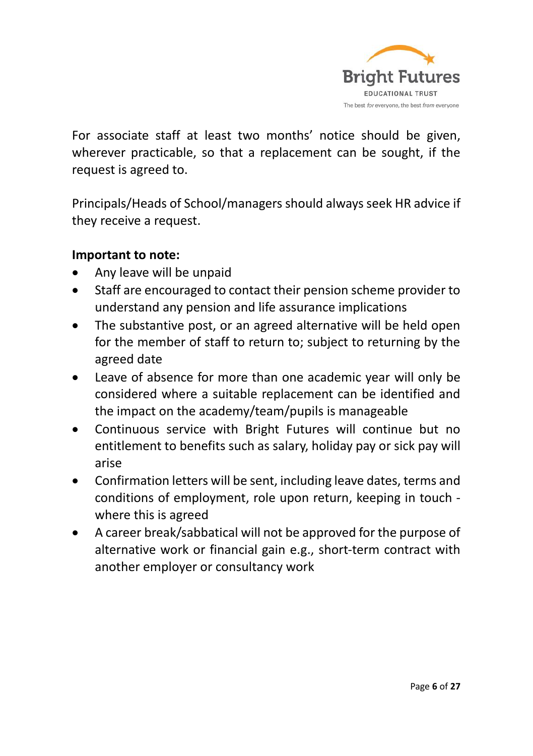For associate staff at least two months' notice should be given, wherever practicable, so that a replacement can be sought, if the request is agreed to.

Principals/Heads of School/managers should always seek HR advice if they receive a request.

**Important to note:**

- Any leave will be unpaid
- Staff are encouraged to contact their pension scheme provider to understand any pension and life assurance implications
- The substantive post, or an agreed alternative will be held open for the member of staff to return to; subject to returning by the agreed date
- Leave of absence for more than one academic year will only be considered where a suitable replacement can be identified and the impact on the academy/team/pupils is manageable
- Continuous service with Bright Futures will continue but no entitlement to benefits such as salary, holiday pay or sick pay will arise
- Confirmation letters will be sent, including leave dates, terms and conditions of employment, role upon return, keeping in touch - where this is agreed
- A career break/sabbatical will not be approved for the purpose of alternative work or financial gain e.g., short-term contract with another employer or consultancy work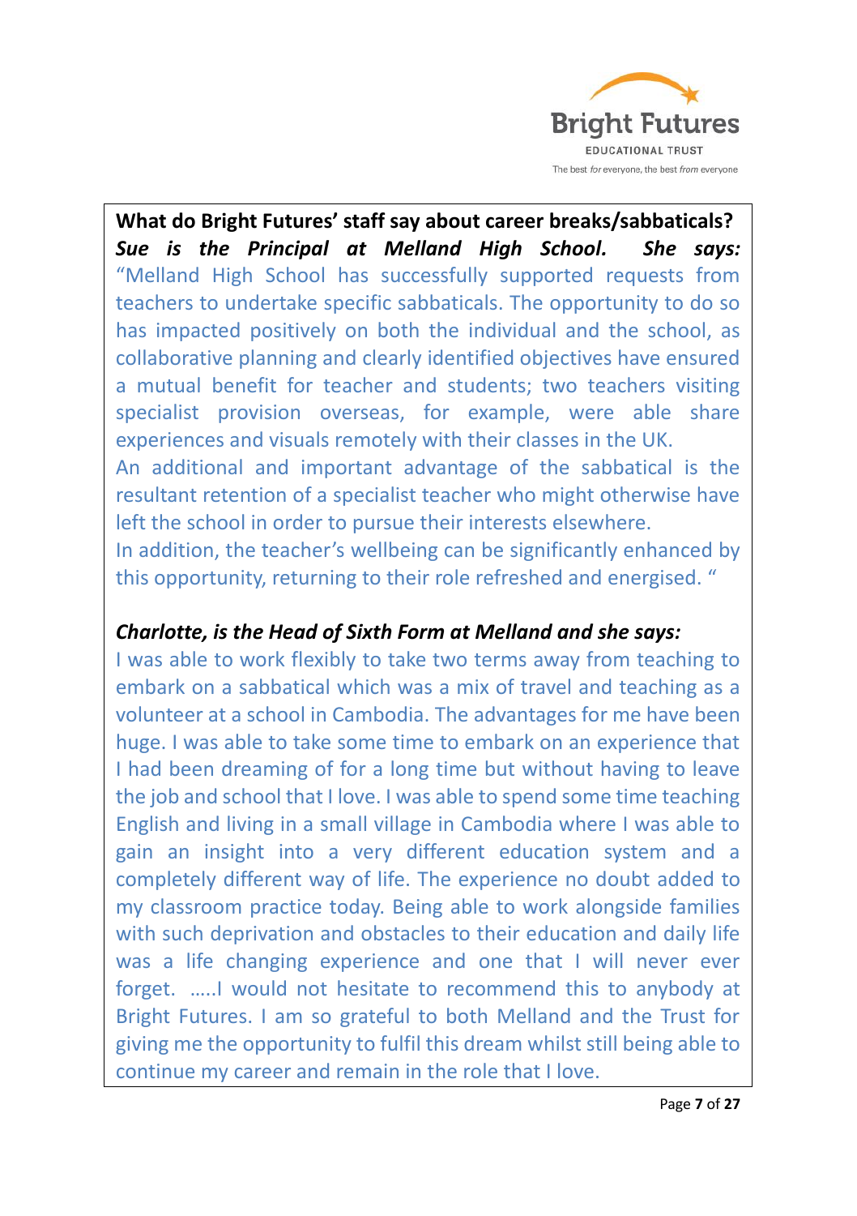**What do Bright Futures' staff say about career breaks/sabbaticals?**

***Sue is the Principal at Melland High School. She says:***

"Melland High School has successfully supported requests from teachers to undertake specific sabbaticals. The opportunity to do so has impacted positively on both the individual and the school, as collaborative planning and clearly identified objectives have ensured a mutual benefit for teacher and students; two teachers visiting specialist provision overseas, for example, were able share experiences and visuals remotely with their classes in the UK.

An additional and important advantage of the sabbatical is the resultant retention of a specialist teacher who might otherwise have left the school in order to pursue their interests elsewhere.

In addition, the teacher's wellbeing can be significantly enhanced by this opportunity, returning to their role refreshed and energised. "

***Charlotte, is the Head of Sixth Form at Melland and she says:***

I was able to work flexibly to take two terms away from teaching to embark on a sabbatical which was a mix of travel and teaching as a volunteer at a school in Cambodia. The advantages for me have been huge. I was able to take some time to embark on an experience that I had been dreaming of for a long time but without having to leave the job and school that I love. I was able to spend some time teaching English and living in a small village in Cambodia where I was able to gain an insight into a very different education system and a completely different way of life. The experience no doubt added to my classroom practice today. Being able to work alongside families with such deprivation and obstacles to their education and daily life was a life changing experience and one that I will never ever forget. …..I would not hesitate to recommend this to anybody at Bright Futures. I am so grateful to both Melland and the Trust for giving me the opportunity to fulfil this dream whilst still being able to continue my career and remain in the role that I love.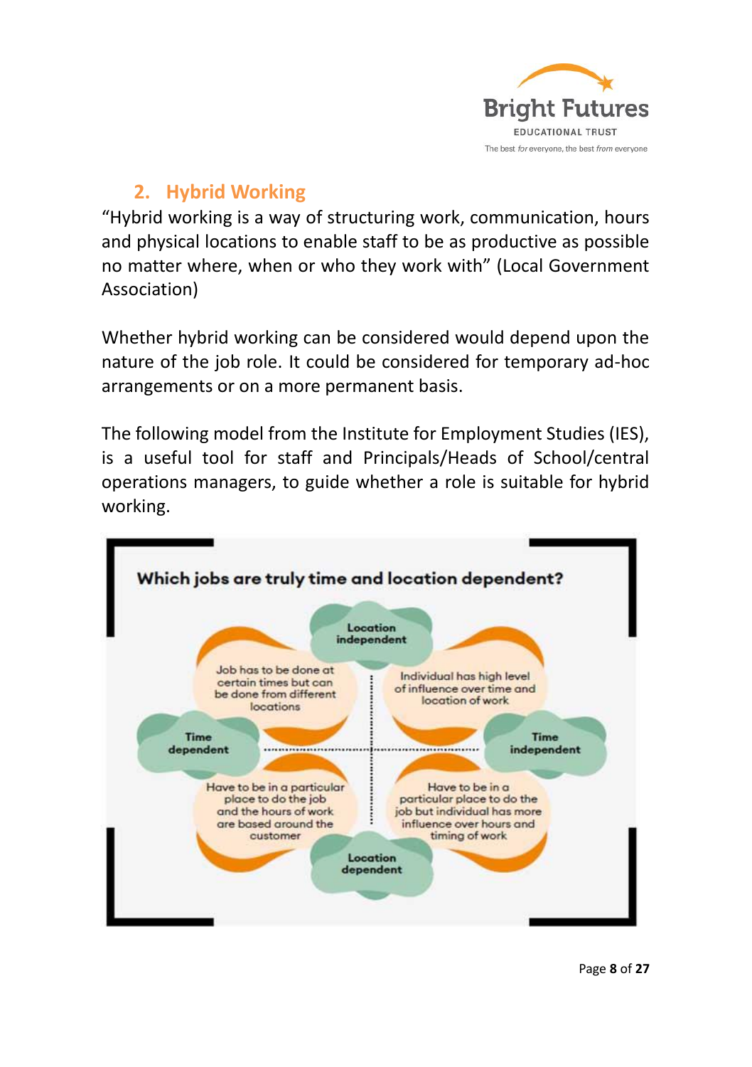## 2. Hybrid Working

"Hybrid working is a way of structuring work, communication, hours and physical locations to enable staff to be as productive as possible no matter where, when or who they work with" (Local Government Association)

Whether hybrid working can be considered would depend upon the nature of the job role. It could be considered for temporary ad-hoc arrangements or on a more permanent basis.

The following model from the Institute for Employment Studies (IES), is a useful tool for staff and Principals/Heads of School/central operations managers, to guide whether a role is suitable for hybrid working.

**Which jobs are truly time and location dependent?**

| | Time dependent | Time independent |
|---|---|---|
| **Location independent** | Job has to be done at certain times but can be done from different locations | Individual has high level of influence over time and location of work |
| **Location dependent** | Have to be in a particular place to do the job and the hours of work are based around the customer | Have to be in a particular place to do the job but individual has more influence over hours and timing of work |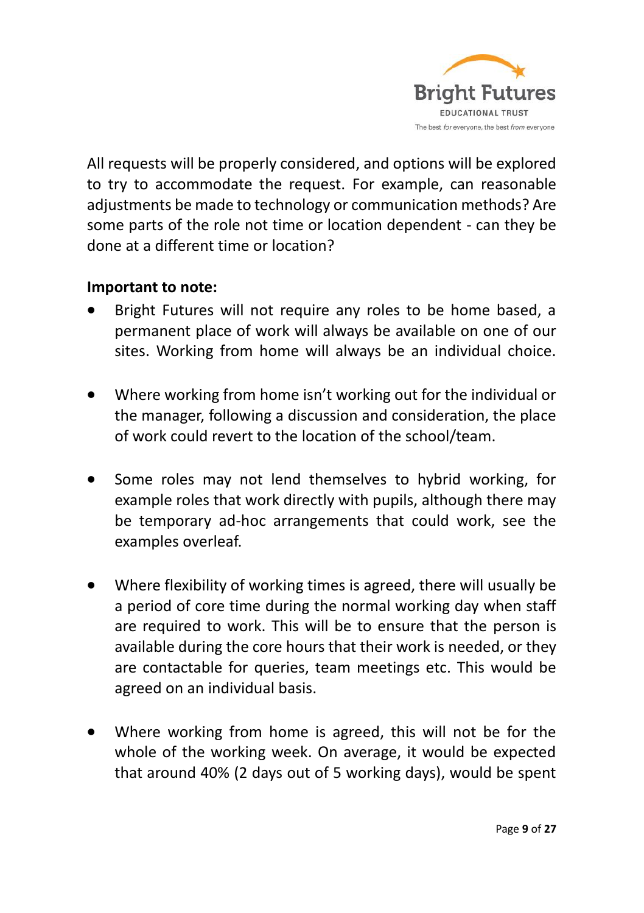All requests will be properly considered, and options will be explored to try to accommodate the request. For example, can reasonable adjustments be made to technology or communication methods? Are some parts of the role not time or location dependent - can they be done at a different time or location?

**Important to note:**

- Bright Futures will not require any roles to be home based, a permanent place of work will always be available on one of our sites. Working from home will always be an individual choice.

- Where working from home isn't working out for the individual or the manager, following a discussion and consideration, the place of work could revert to the location of the school/team.

- Some roles may not lend themselves to hybrid working, for example roles that work directly with pupils, although there may be temporary ad-hoc arrangements that could work, see the examples overleaf.

- Where flexibility of working times is agreed, there will usually be a period of core time during the normal working day when staff are required to work. This will be to ensure that the person is available during the core hours that their work is needed, or they are contactable for queries, team meetings etc. This would be agreed on an individual basis.

- Where working from home is agreed, this will not be for the whole of the working week. On average, it would be expected that around 40% (2 days out of 5 working days), would be spent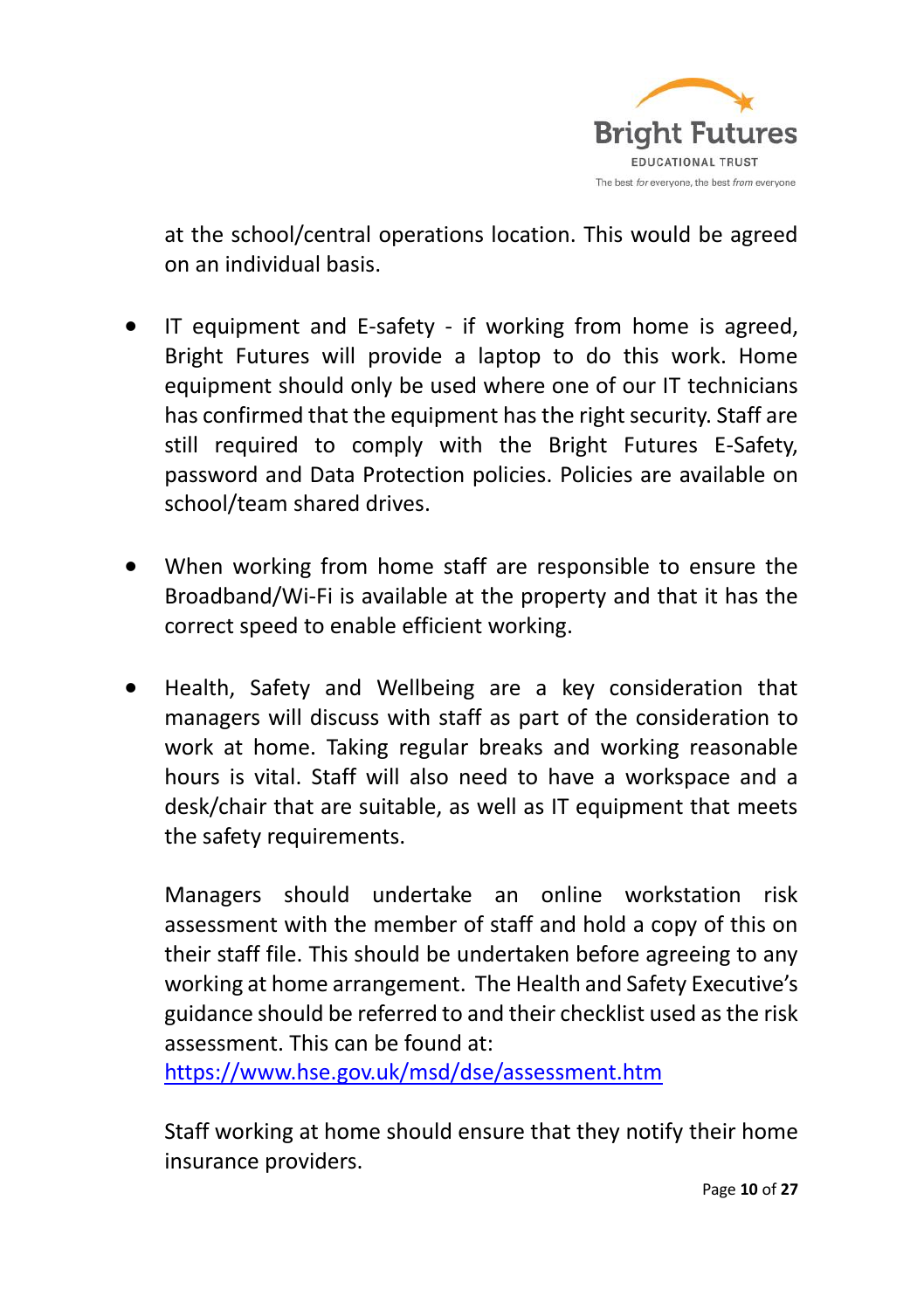at the school/central operations location. This would be agreed on an individual basis.

- IT equipment and E-safety - if working from home is agreed, Bright Futures will provide a laptop to do this work. Home equipment should only be used where one of our IT technicians has confirmed that the equipment has the right security. Staff are still required to comply with the Bright Futures E-Safety, password and Data Protection policies. Policies are available on school/team shared drives.

- When working from home staff are responsible to ensure the Broadband/Wi-Fi is available at the property and that it has the correct speed to enable efficient working.

- Health, Safety and Wellbeing are a key consideration that managers will discuss with staff as part of the consideration to work at home. Taking regular breaks and working reasonable hours is vital. Staff will also need to have a workspace and a desk/chair that are suitable, as well as IT equipment that meets the safety requirements.

  Managers should undertake an online workstation risk assessment with the member of staff and hold a copy of this on their staff file. This should be undertaken before agreeing to any working at home arrangement. The Health and Safety Executive's guidance should be referred to and their checklist used as the risk assessment. This can be found at: [https://www.hse.gov.uk/msd/dse/assessment.htm](https://www.hse.gov.uk/msd/dse/assessment.htm)

  Staff working at home should ensure that they notify their home insurance providers.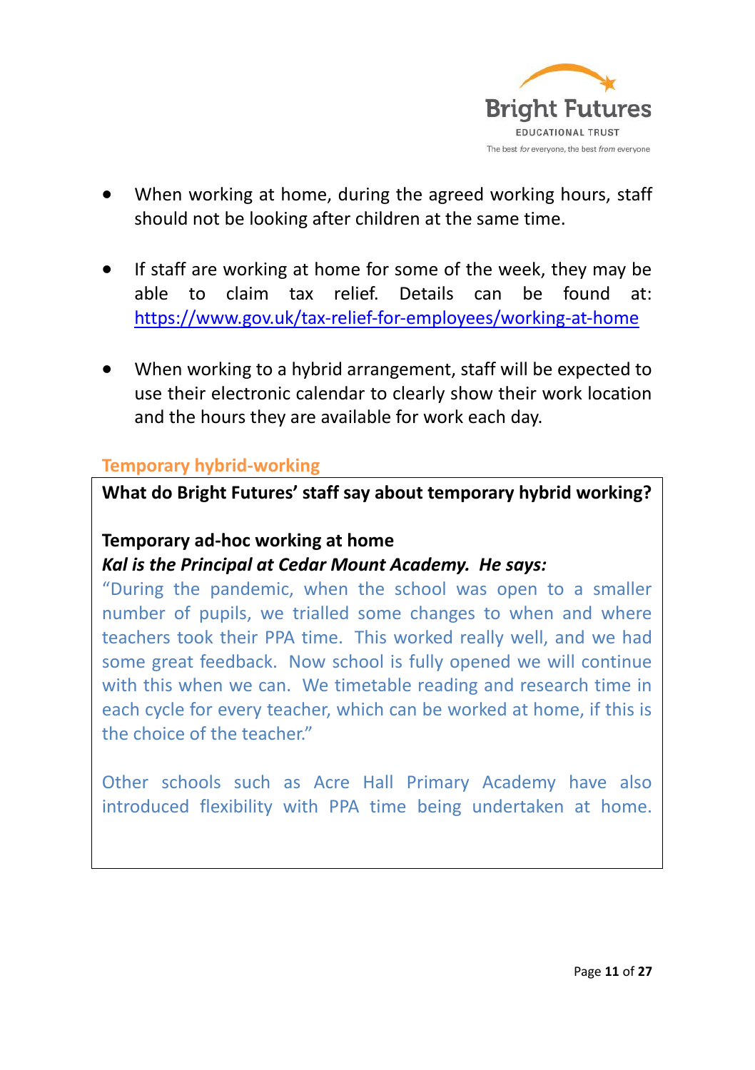- When working at home, during the agreed working hours, staff should not be looking after children at the same time.

- If staff are working at home for some of the week, they may be able to claim tax relief. Details can be found at: https://www.gov.uk/tax-relief-for-employees/working-at-home

- When working to a hybrid arrangement, staff will be expected to use their electronic calendar to clearly show their work location and the hours they are available for work each day.

## Temporary hybrid-working

**What do Bright Futures' staff say about temporary hybrid working?**

**Temporary ad-hoc working at home**

***Kal is the Principal at Cedar Mount Academy. He says:***

"During the pandemic, when the school was open to a smaller number of pupils, we trialled some changes to when and where teachers took their PPA time. This worked really well, and we had some great feedback. Now school is fully opened we will continue with this when we can. We timetable reading and research time in each cycle for every teacher, which can be worked at home, if this is the choice of the teacher."

Other schools such as Acre Hall Primary Academy have also introduced flexibility with PPA time being undertaken at home.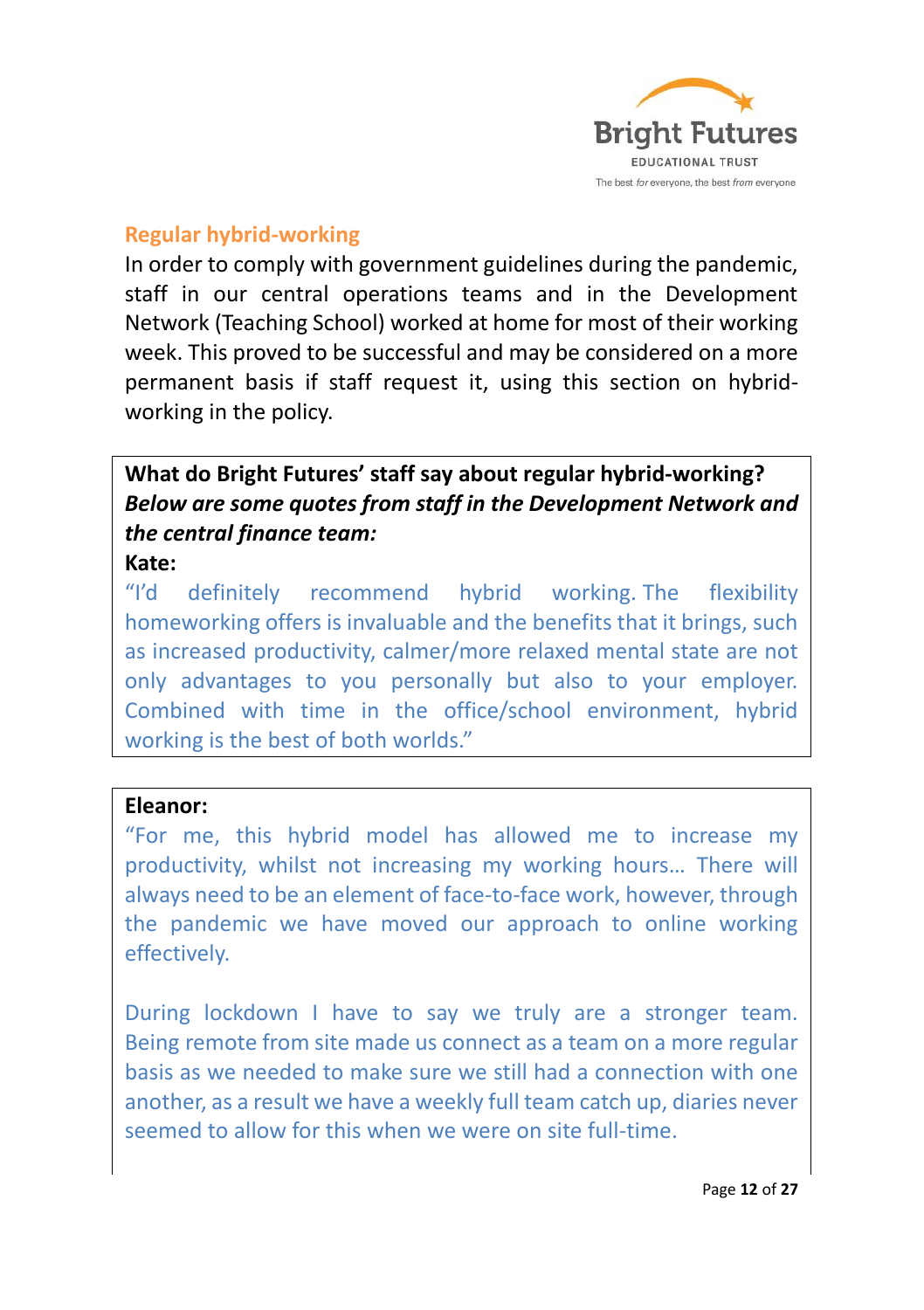## Regular hybrid-working

In order to comply with government guidelines during the pandemic, staff in our central operations teams and in the Development Network (Teaching School) worked at home for most of their working week. This proved to be successful and may be considered on a more permanent basis if staff request it, using this section on hybrid-working in the policy.

**What do Bright Futures' staff say about regular hybrid-working?**

***Below are some quotes from staff in the Development Network and the central finance team:***

**Kate:**

"I'd definitely recommend hybrid working. The flexibility homeworking offers is invaluable and the benefits that it brings, such as increased productivity, calmer/more relaxed mental state are not only advantages to you personally but also to your employer. Combined with time in the office/school environment, hybrid working is the best of both worlds."

**Eleanor:**

"For me, this hybrid model has allowed me to increase my productivity, whilst not increasing my working hours… There will always need to be an element of face-to-face work, however, through the pandemic we have moved our approach to online working effectively.

During lockdown I have to say we truly are a stronger team. Being remote from site made us connect as a team on a more regular basis as we needed to make sure we still had a connection with one another, as a result we have a weekly full team catch up, diaries never seemed to allow for this when we were on site full-time.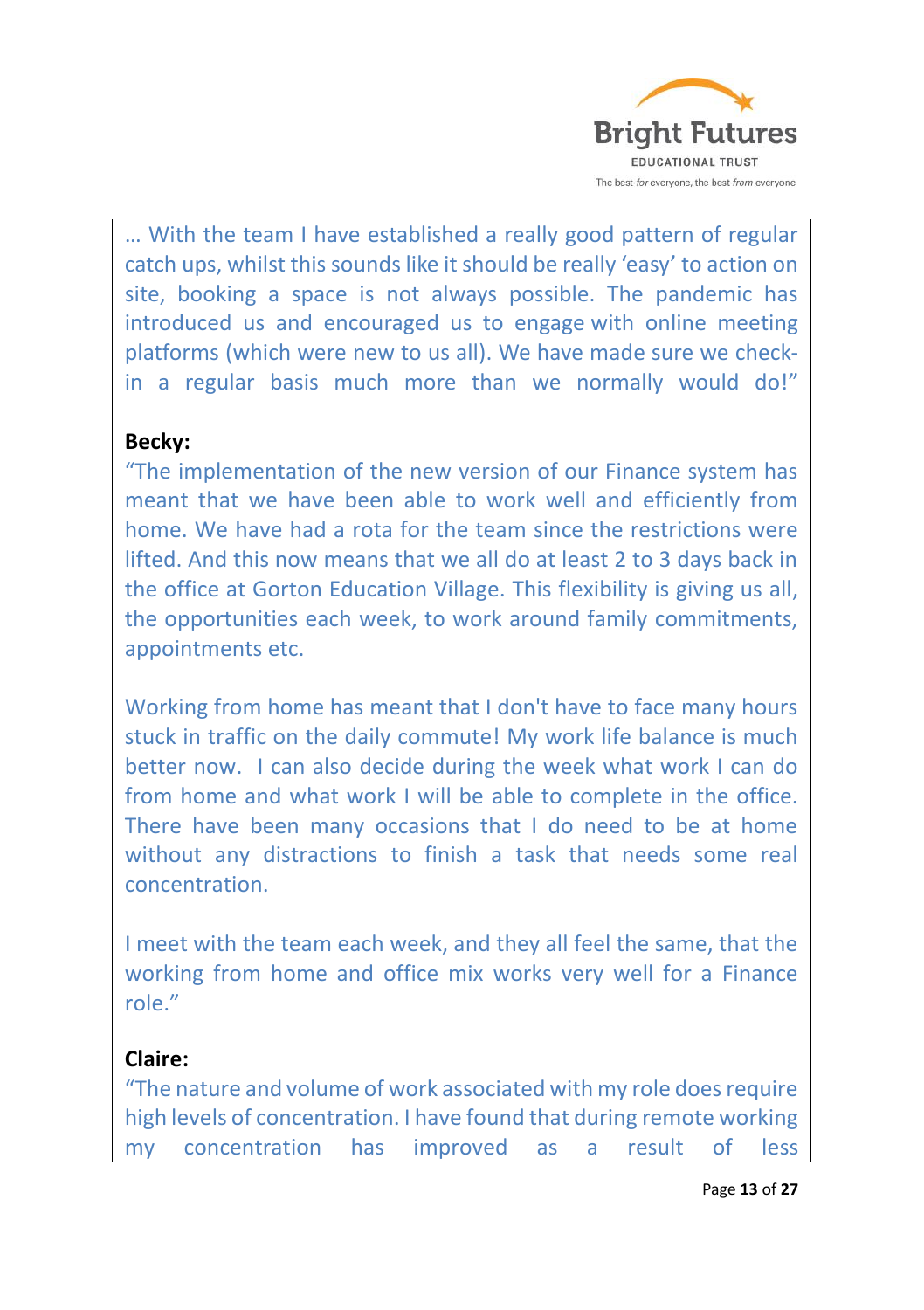… With the team I have established a really good pattern of regular catch ups, whilst this sounds like it should be really 'easy' to action on site, booking a space is not always possible. The pandemic has introduced us and encouraged us to engage with online meeting platforms (which were new to us all). We have made sure we check-in a regular basis much more than we normally would do!"

**Becky:**

"The implementation of the new version of our Finance system has meant that we have been able to work well and efficiently from home. We have had a rota for the team since the restrictions were lifted. And this now means that we all do at least 2 to 3 days back in the office at Gorton Education Village. This flexibility is giving us all, the opportunities each week, to work around family commitments, appointments etc.

Working from home has meant that I don't have to face many hours stuck in traffic on the daily commute! My work life balance is much better now. I can also decide during the week what work I can do from home and what work I will be able to complete in the office. There have been many occasions that I do need to be at home without any distractions to finish a task that needs some real concentration.

I meet with the team each week, and they all feel the same, that the working from home and office mix works very well for a Finance role."

**Claire:**

"The nature and volume of work associated with my role does require high levels of concentration. I have found that during remote working my concentration has improved as a result of less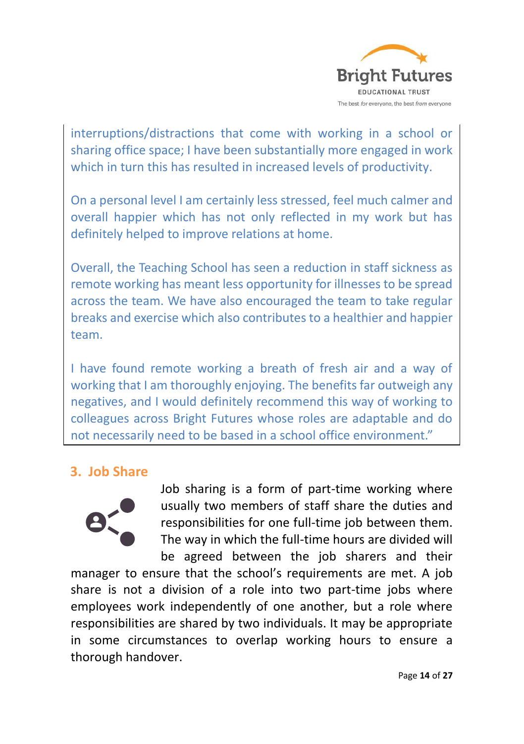interruptions/distractions that come with working in a school or sharing office space; I have been substantially more engaged in work which in turn this has resulted in increased levels of productivity.

On a personal level I am certainly less stressed, feel much calmer and overall happier which has not only reflected in my work but has definitely helped to improve relations at home.

Overall, the Teaching School has seen a reduction in staff sickness as remote working has meant less opportunity for illnesses to be spread across the team. We have also encouraged the team to take regular breaks and exercise which also contributes to a healthier and happier team.

I have found remote working a breath of fresh air and a way of working that I am thoroughly enjoying. The benefits far outweigh any negatives, and I would definitely recommend this way of working to colleagues across Bright Futures whose roles are adaptable and do not necessarily need to be based in a school office environment."

## 3. Job Share

Job sharing is a form of part-time working where usually two members of staff share the duties and responsibilities for one full-time job between them. The way in which the full-time hours are divided will be agreed between the job sharers and their manager to ensure that the school's requirements are met. A job share is not a division of a role into two part-time jobs where employees work independently of one another, but a role where responsibilities are shared by two individuals. It may be appropriate in some circumstances to overlap working hours to ensure a thorough handover.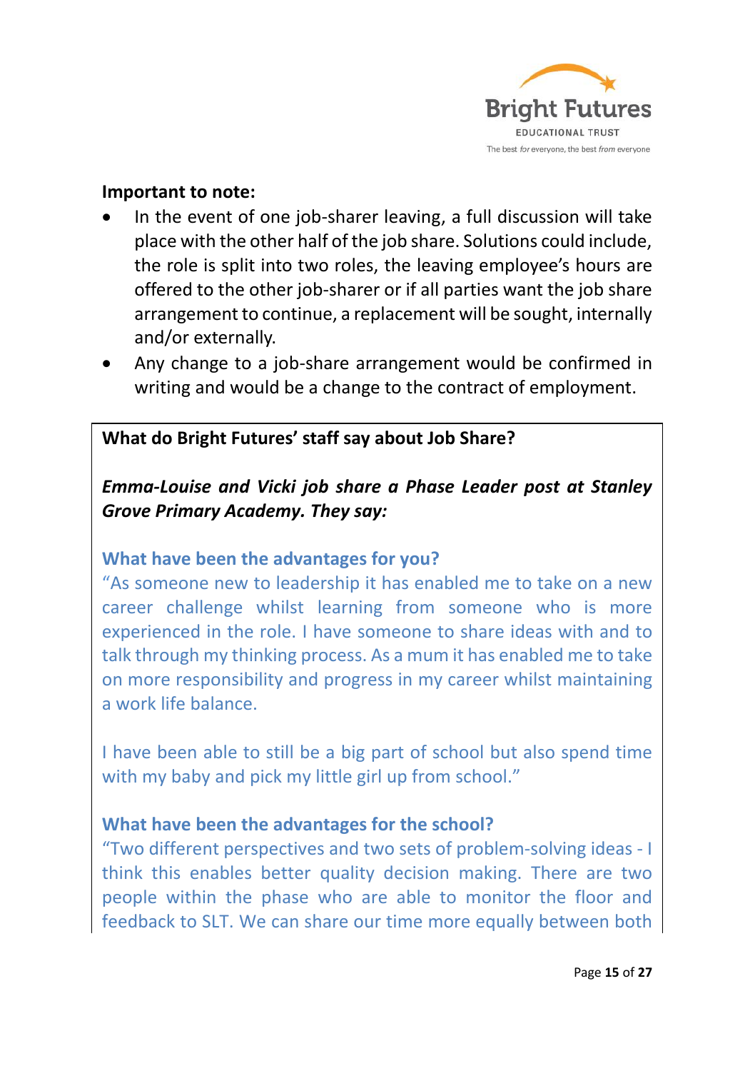**Important to note:**

- In the event of one job-sharer leaving, a full discussion will take place with the other half of the job share. Solutions could include, the role is split into two roles, the leaving employee's hours are offered to the other job-sharer or if all parties want the job share arrangement to continue, a replacement will be sought, internally and/or externally.
- Any change to a job-share arrangement would be confirmed in writing and would be a change to the contract of employment.

**What do Bright Futures' staff say about Job Share?**

***Emma-Louise and Vicki job share a Phase Leader post at Stanley Grove Primary Academy. They say:***

**What have been the advantages for you?**

"As someone new to leadership it has enabled me to take on a new career challenge whilst learning from someone who is more experienced in the role. I have someone to share ideas with and to talk through my thinking process. As a mum it has enabled me to take on more responsibility and progress in my career whilst maintaining a work life balance.

I have been able to still be a big part of school but also spend time with my baby and pick my little girl up from school."

**What have been the advantages for the school?**

"Two different perspectives and two sets of problem-solving ideas - I think this enables better quality decision making. There are two people within the phase who are able to monitor the floor and feedback to SLT. We can share our time more equally between both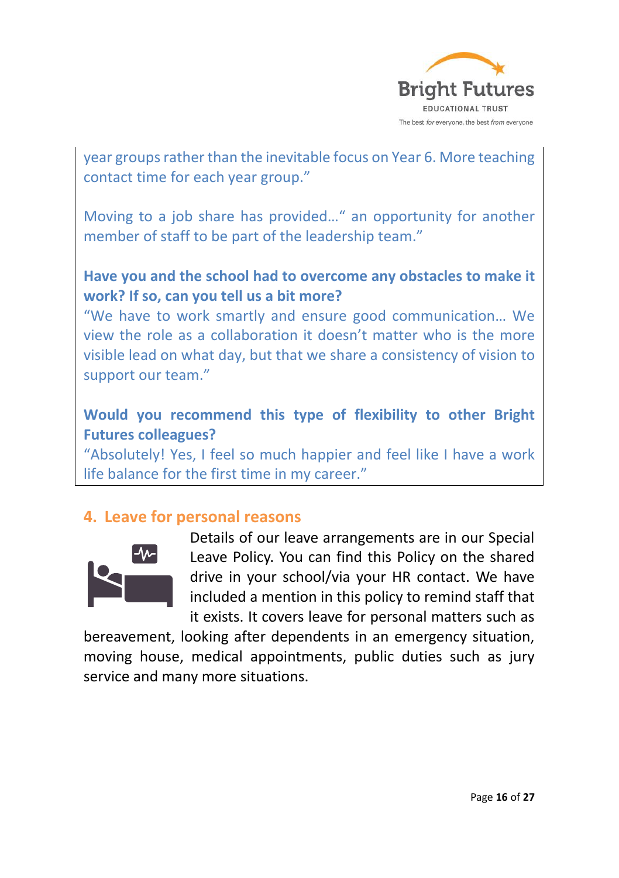year groups rather than the inevitable focus on Year 6. More teaching contact time for each year group."

Moving to a job share has provided…" an opportunity for another member of staff to be part of the leadership team."

**Have you and the school had to overcome any obstacles to make it work? If so, can you tell us a bit more?**

"We have to work smartly and ensure good communication… We view the role as a collaboration it doesn't matter who is the more visible lead on what day, but that we share a consistency of vision to support our team."

**Would you recommend this type of flexibility to other Bright Futures colleagues?**

"Absolutely! Yes, I feel so much happier and feel like I have a work life balance for the first time in my career."

## 4. Leave for personal reasons

Details of our leave arrangements are in our Special Leave Policy. You can find this Policy on the shared drive in your school/via your HR contact. We have included a mention in this policy to remind staff that it exists. It covers leave for personal matters such as bereavement, looking after dependents in an emergency situation, moving house, medical appointments, public duties such as jury service and many more situations.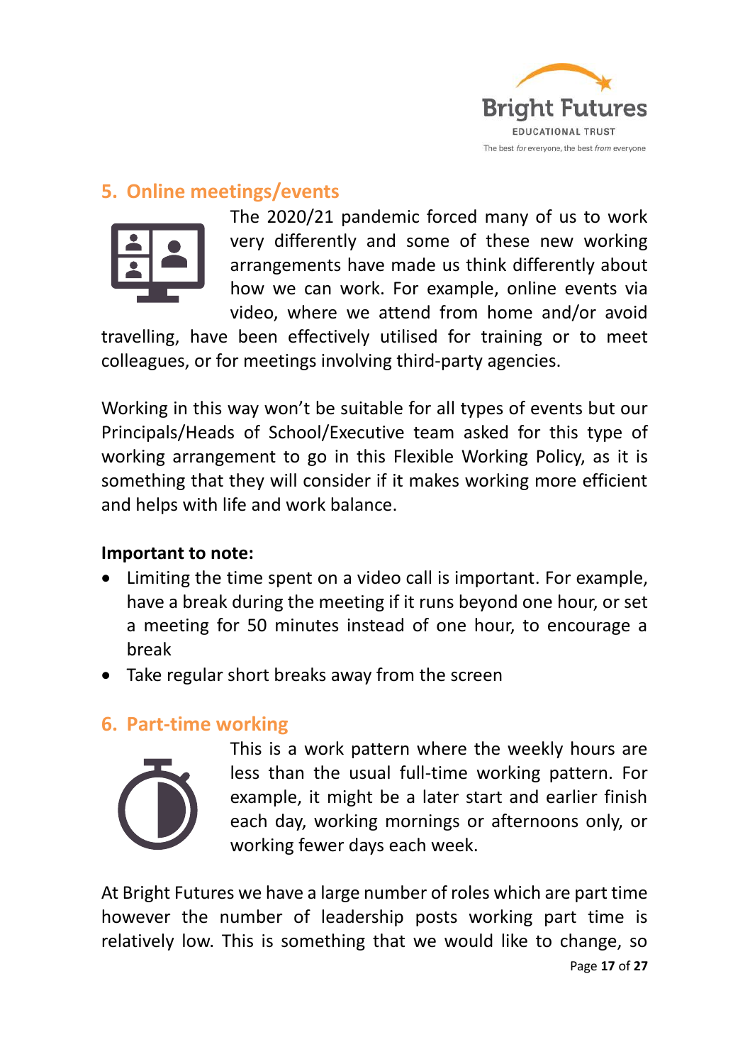## 5. Online meetings/events

The 2020/21 pandemic forced many of us to work very differently and some of these new working arrangements have made us think differently about how we can work. For example, online events via video, where we attend from home and/or avoid travelling, have been effectively utilised for training or to meet colleagues, or for meetings involving third-party agencies.

Working in this way won't be suitable for all types of events but our Principals/Heads of School/Executive team asked for this type of working arrangement to go in this Flexible Working Policy, as it is something that they will consider if it makes working more efficient and helps with life and work balance.

**Important to note:**

- Limiting the time spent on a video call is important. For example, have a break during the meeting if it runs beyond one hour, or set a meeting for 50 minutes instead of one hour, to encourage a break
- Take regular short breaks away from the screen

## 6. Part-time working

This is a work pattern where the weekly hours are less than the usual full-time working pattern. For example, it might be a later start and earlier finish each day, working mornings or afternoons only, or working fewer days each week.

At Bright Futures we have a large number of roles which are part time however the number of leadership posts working part time is relatively low. This is something that we would like to change, so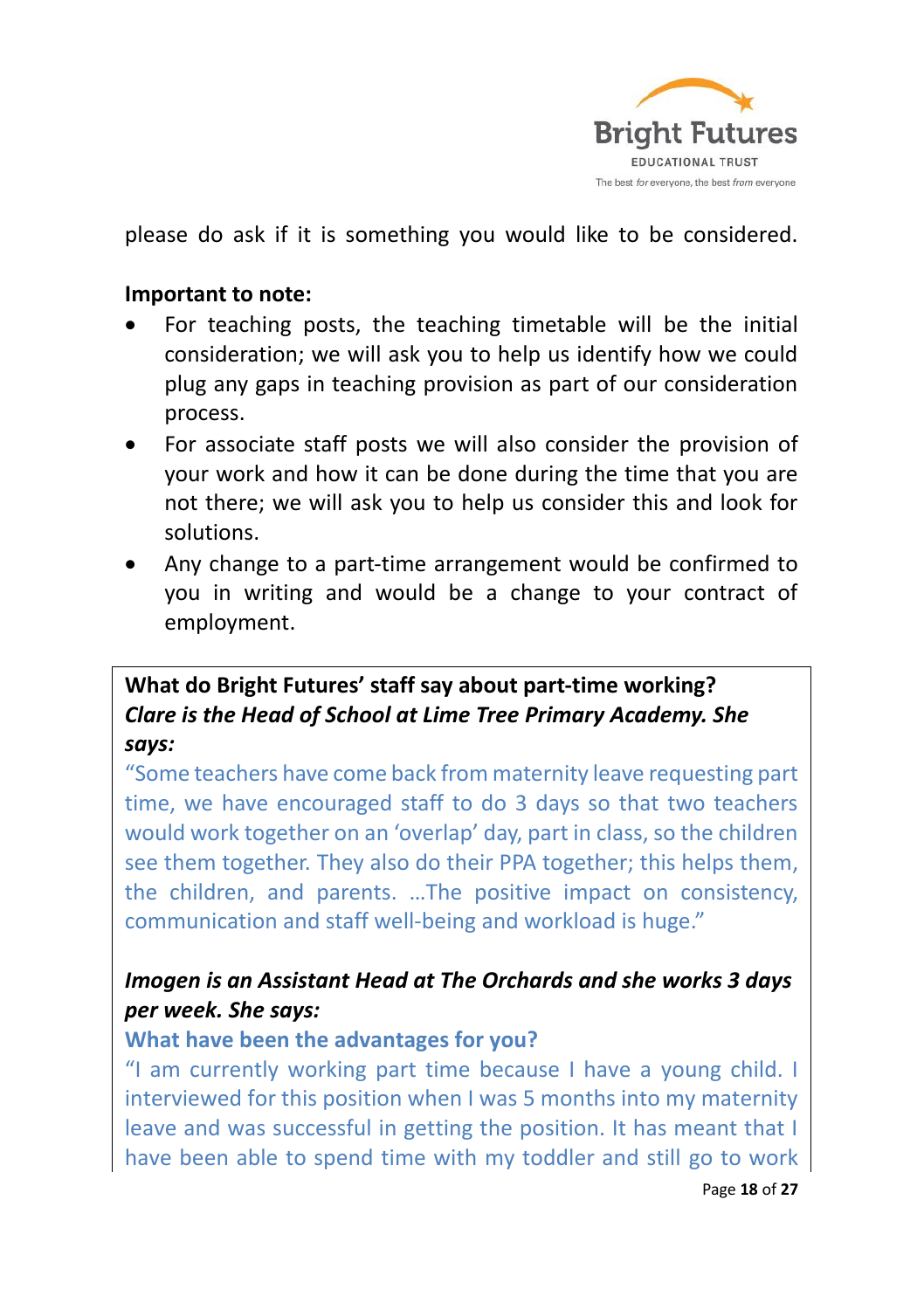please do ask if it is something you would like to be considered.

**Important to note:**

- For teaching posts, the teaching timetable will be the initial consideration; we will ask you to help us identify how we could plug any gaps in teaching provision as part of our consideration process.
- For associate staff posts we will also consider the provision of your work and how it can be done during the time that you are not there; we will ask you to help us consider this and look for solutions.
- Any change to a part-time arrangement would be confirmed to you in writing and would be a change to your contract of employment.

**What do Bright Futures' staff say about part-time working?**

***Clare is the Head of School at Lime Tree Primary Academy. She says:***

"Some teachers have come back from maternity leave requesting part time, we have encouraged staff to do 3 days so that two teachers would work together on an 'overlap' day, part in class, so the children see them together. They also do their PPA together; this helps them, the children, and parents. …The positive impact on consistency, communication and staff well-being and workload is huge."

***Imogen is an Assistant Head at The Orchards and she works 3 days per week. She says:***

**What have been the advantages for you?**

"I am currently working part time because I have a young child. I interviewed for this position when I was 5 months into my maternity leave and was successful in getting the position. It has meant that I have been able to spend time with my toddler and still go to work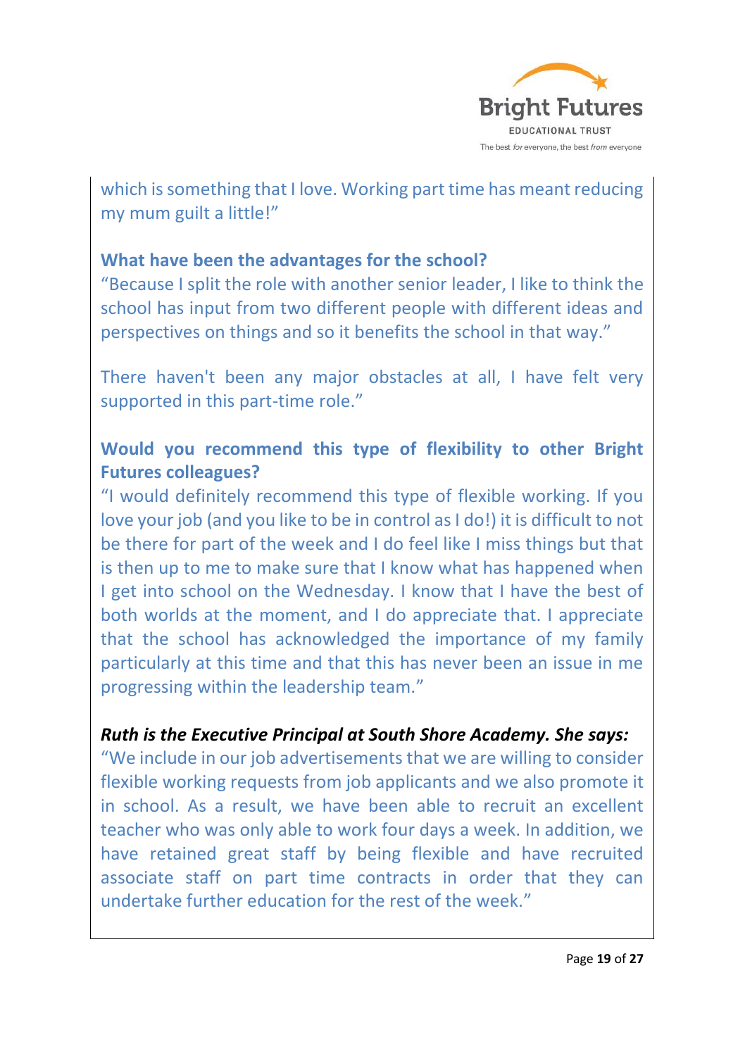which is something that I love. Working part time has meant reducing my mum guilt a little!"

**What have been the advantages for the school?**
"Because I split the role with another senior leader, I like to think the school has input from two different people with different ideas and perspectives on things and so it benefits the school in that way."

There haven't been any major obstacles at all, I have felt very supported in this part-time role."

**Would you recommend this type of flexibility to other Bright Futures colleagues?**
"I would definitely recommend this type of flexible working. If you love your job (and you like to be in control as I do!) it is difficult to not be there for part of the week and I do feel like I miss things but that is then up to me to make sure that I know what has happened when I get into school on the Wednesday. I know that I have the best of both worlds at the moment, and I do appreciate that. I appreciate that the school has acknowledged the importance of my family particularly at this time and that this has never been an issue in me progressing within the leadership team."

***Ruth is the Executive Principal at South Shore Academy. She says:***
"We include in our job advertisements that we are willing to consider flexible working requests from job applicants and we also promote it in school. As a result, we have been able to recruit an excellent teacher who was only able to work four days a week. In addition, we have retained great staff by being flexible and have recruited associate staff on part time contracts in order that they can undertake further education for the rest of the week."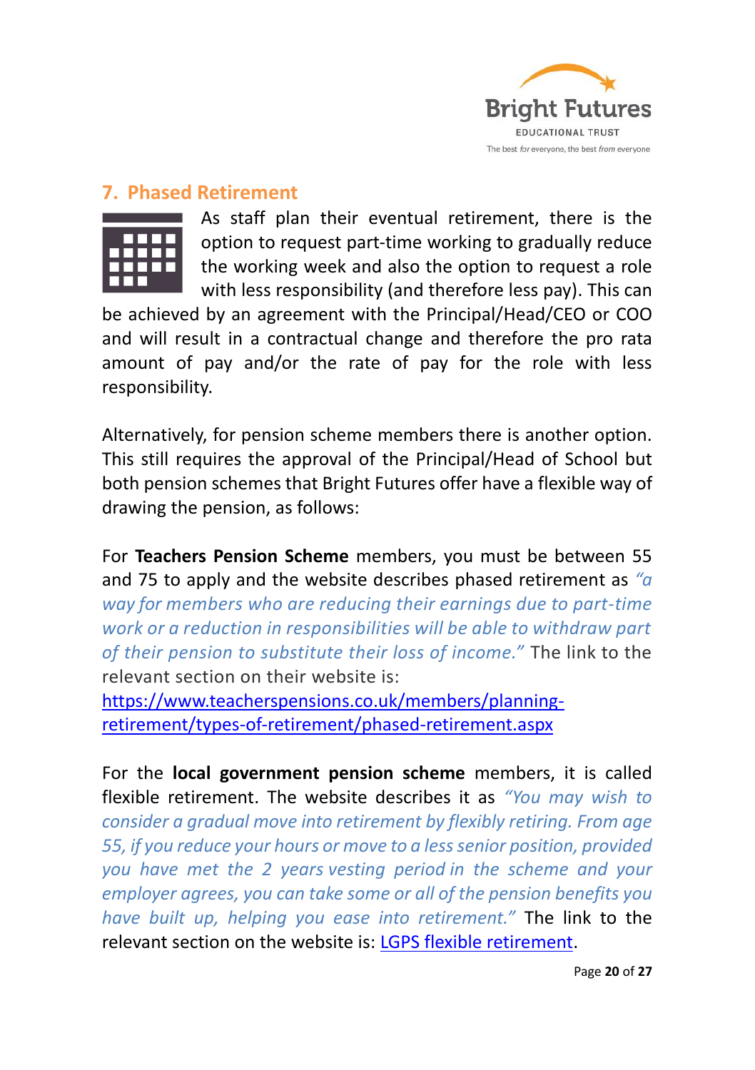## 7. Phased Retirement

As staff plan their eventual retirement, there is the option to request part-time working to gradually reduce the working week and also the option to request a role with less responsibility (and therefore less pay). This can be achieved by an agreement with the Principal/Head/CEO or COO and will result in a contractual change and therefore the pro rata amount of pay and/or the rate of pay for the role with less responsibility.

Alternatively, for pension scheme members there is another option. This still requires the approval of the Principal/Head of School but both pension schemes that Bright Futures offer have a flexible way of drawing the pension, as follows:

For **Teachers Pension Scheme** members, you must be between 55 and 75 to apply and the website describes phased retirement as *"a way for members who are reducing their earnings due to part-time work or a reduction in responsibilities will be able to withdraw part of their pension to substitute their loss of income."* The link to the relevant section on their website is: https://www.teacherspensions.co.uk/members/planning-retirement/types-of-retirement/phased-retirement.aspx

For the **local government pension scheme** members, it is called flexible retirement. The website describes it as *"You may wish to consider a gradual move into retirement by flexibly retiring. From age 55, if you reduce your hours or move to a less senior position, provided you have met the 2 years vesting period in the scheme and your employer agrees, you can take some or all of the pension benefits you have built up, helping you ease into retirement."* The link to the relevant section on the website is: LGPS flexible retirement.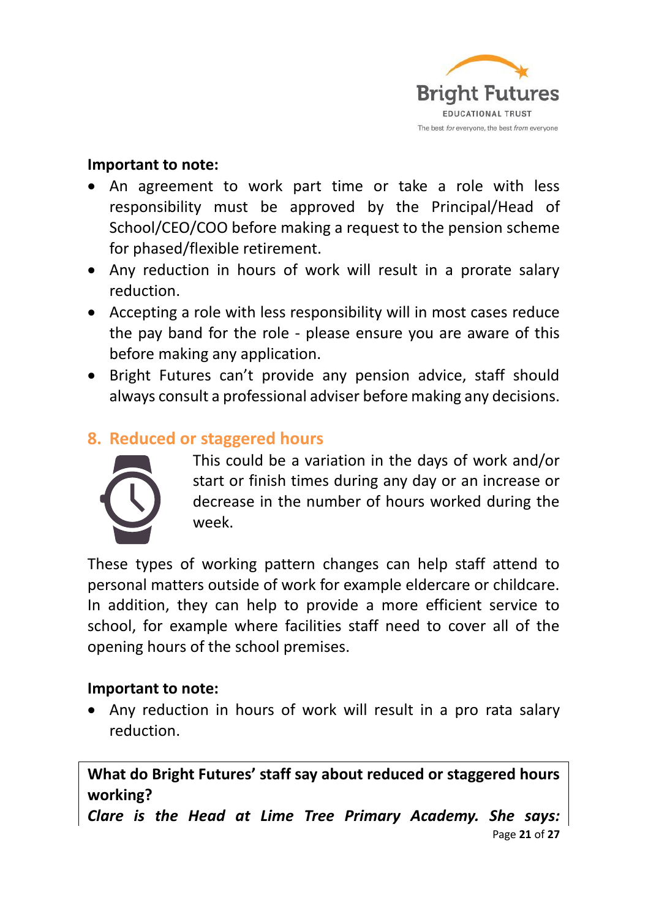**Important to note:**

- An agreement to work part time or take a role with less responsibility must be approved by the Principal/Head of School/CEO/COO before making a request to the pension scheme for phased/flexible retirement.
- Any reduction in hours of work will result in a prorate salary reduction.
- Accepting a role with less responsibility will in most cases reduce the pay band for the role - please ensure you are aware of this before making any application.
- Bright Futures can't provide any pension advice, staff should always consult a professional adviser before making any decisions.

## 8. Reduced or staggered hours

This could be a variation in the days of work and/or start or finish times during any day or an increase or decrease in the number of hours worked during the week.

These types of working pattern changes can help staff attend to personal matters outside of work for example eldercare or childcare. In addition, they can help to provide a more efficient service to school, for example where facilities staff need to cover all of the opening hours of the school premises.

**Important to note:**

- Any reduction in hours of work will result in a pro rata salary reduction.

**What do Bright Futures' staff say about reduced or staggered hours working?**

***Clare is the Head at Lime Tree Primary Academy. She says:***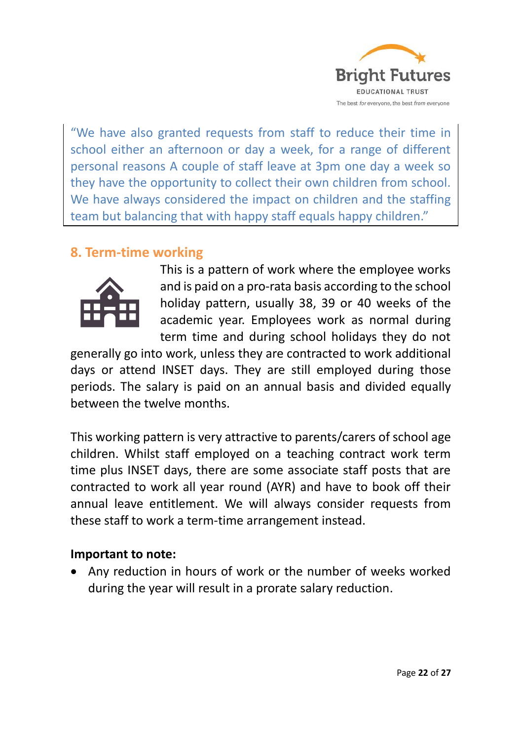> "We have also granted requests from staff to reduce their time in school either an afternoon or day a week, for a range of different personal reasons A couple of staff leave at 3pm one day a week so they have the opportunity to collect their own children from school. We have always considered the impact on children and the staffing team but balancing that with happy staff equals happy children."

## 8. Term-time working

This is a pattern of work where the employee works and is paid on a pro-rata basis according to the school holiday pattern, usually 38, 39 or 40 weeks of the academic year. Employees work as normal during term time and during school holidays they do not generally go into work, unless they are contracted to work additional days or attend INSET days. They are still employed during those periods. The salary is paid on an annual basis and divided equally between the twelve months.

This working pattern is very attractive to parents/carers of school age children. Whilst staff employed on a teaching contract work term time plus INSET days, there are some associate staff posts that are contracted to work all year round (AYR) and have to book off their annual leave entitlement. We will always consider requests from these staff to work a term-time arrangement instead.

**Important to note:**

- Any reduction in hours of work or the number of weeks worked during the year will result in a prorate salary reduction.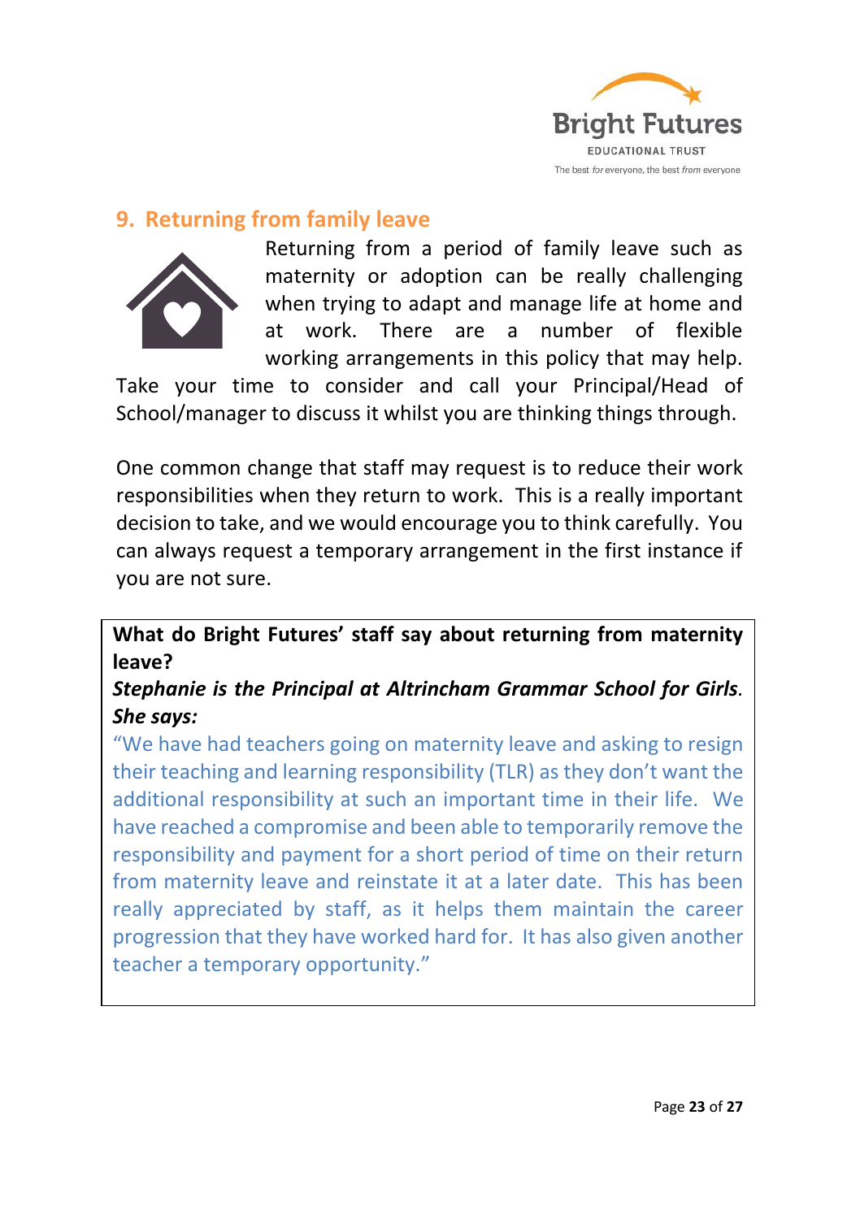## 9. Returning from family leave

Returning from a period of family leave such as maternity or adoption can be really challenging when trying to adapt and manage life at home and at work. There are a number of flexible working arrangements in this policy that may help. Take your time to consider and call your Principal/Head of School/manager to discuss it whilst you are thinking things through.

One common change that staff may request is to reduce their work responsibilities when they return to work. This is a really important decision to take, and we would encourage you to think carefully. You can always request a temporary arrangement in the first instance if you are not sure.

> **What do Bright Futures' staff say about returning from maternity leave?**
>
> ***Stephanie is the Principal at Altrincham Grammar School for Girls. She says:***
>
> "We have had teachers going on maternity leave and asking to resign their teaching and learning responsibility (TLR) as they don't want the additional responsibility at such an important time in their life. We have reached a compromise and been able to temporarily remove the responsibility and payment for a short period of time on their return from maternity leave and reinstate it at a later date. This has been really appreciated by staff, as it helps them maintain the career progression that they have worked hard for. It has also given another teacher a temporary opportunity."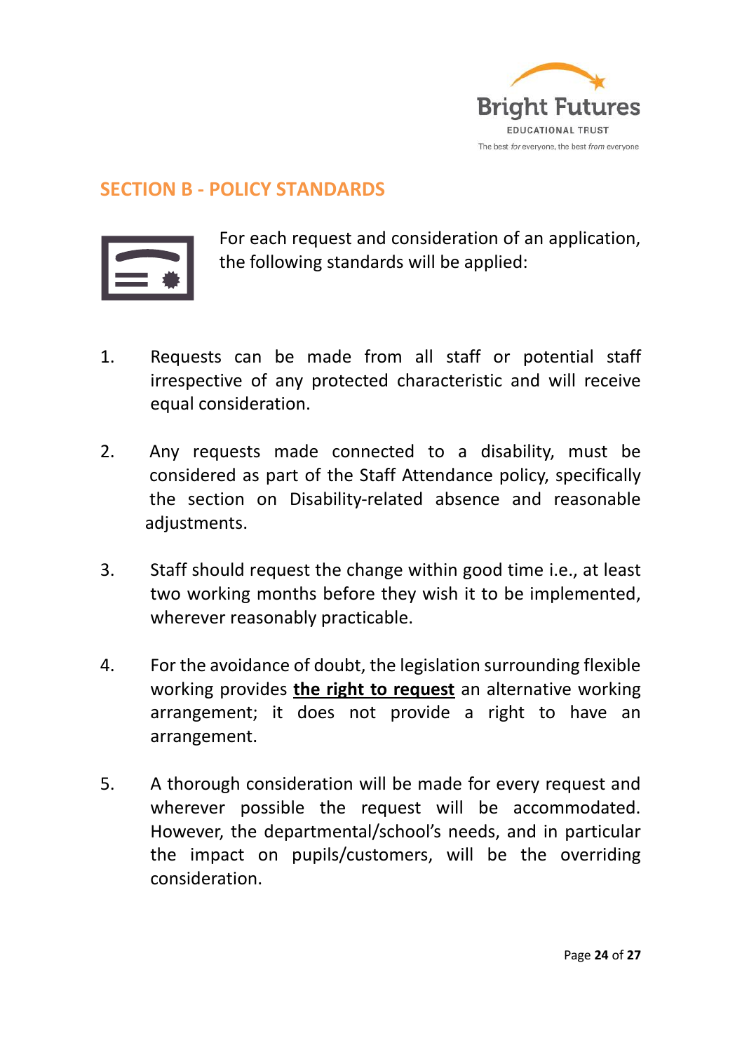## SECTION B - POLICY STANDARDS

For each request and consideration of an application, the following standards will be applied:

1. Requests can be made from all staff or potential staff irrespective of any protected characteristic and will receive equal consideration.

2. Any requests made connected to a disability, must be considered as part of the Staff Attendance policy, specifically the section on Disability-related absence and reasonable adjustments.

3. Staff should request the change within good time i.e., at least two working months before they wish it to be implemented, wherever reasonably practicable.

4. For the avoidance of doubt, the legislation surrounding flexible working provides **the right to request** an alternative working arrangement; it does not provide a right to have an arrangement.

5. A thorough consideration will be made for every request and wherever possible the request will be accommodated. However, the departmental/school's needs, and in particular the impact on pupils/customers, will be the overriding consideration.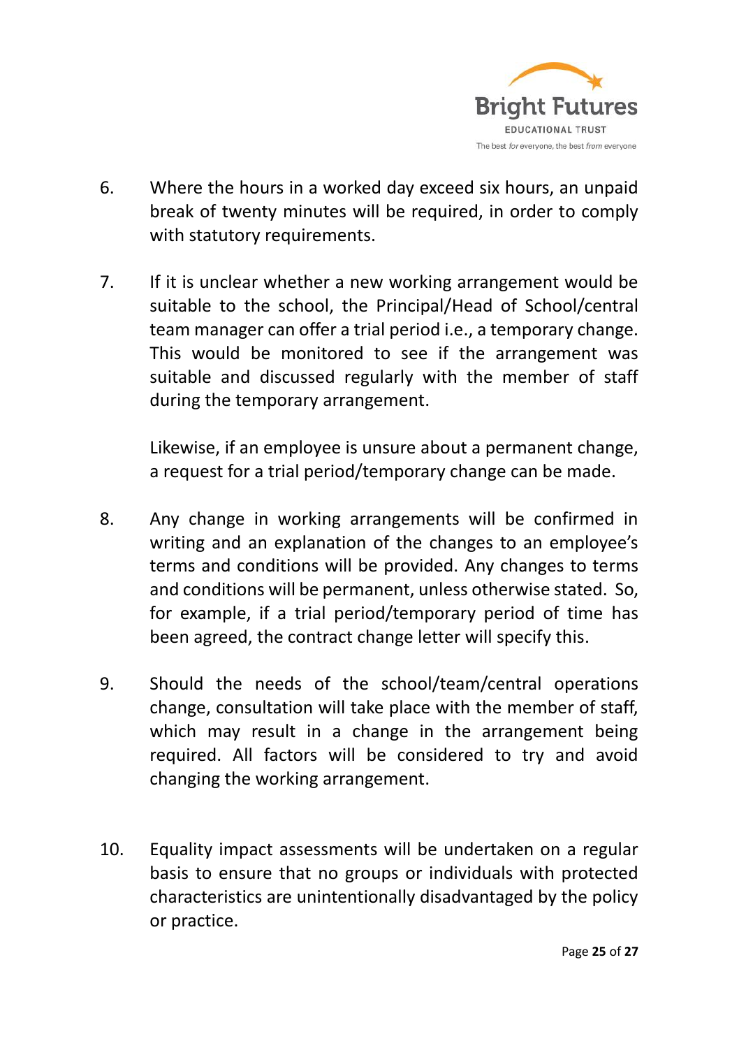6. Where the hours in a worked day exceed six hours, an unpaid break of twenty minutes will be required, in order to comply with statutory requirements.

7. If it is unclear whether a new working arrangement would be suitable to the school, the Principal/Head of School/central team manager can offer a trial period i.e., a temporary change. This would be monitored to see if the arrangement was suitable and discussed regularly with the member of staff during the temporary arrangement.

   Likewise, if an employee is unsure about a permanent change, a request for a trial period/temporary change can be made.

8. Any change in working arrangements will be confirmed in writing and an explanation of the changes to an employee's terms and conditions will be provided. Any changes to terms and conditions will be permanent, unless otherwise stated. So, for example, if a trial period/temporary period of time has been agreed, the contract change letter will specify this.

9. Should the needs of the school/team/central operations change, consultation will take place with the member of staff, which may result in a change in the arrangement being required. All factors will be considered to try and avoid changing the working arrangement.

10. Equality impact assessments will be undertaken on a regular basis to ensure that no groups or individuals with protected characteristics are unintentionally disadvantaged by the policy or practice.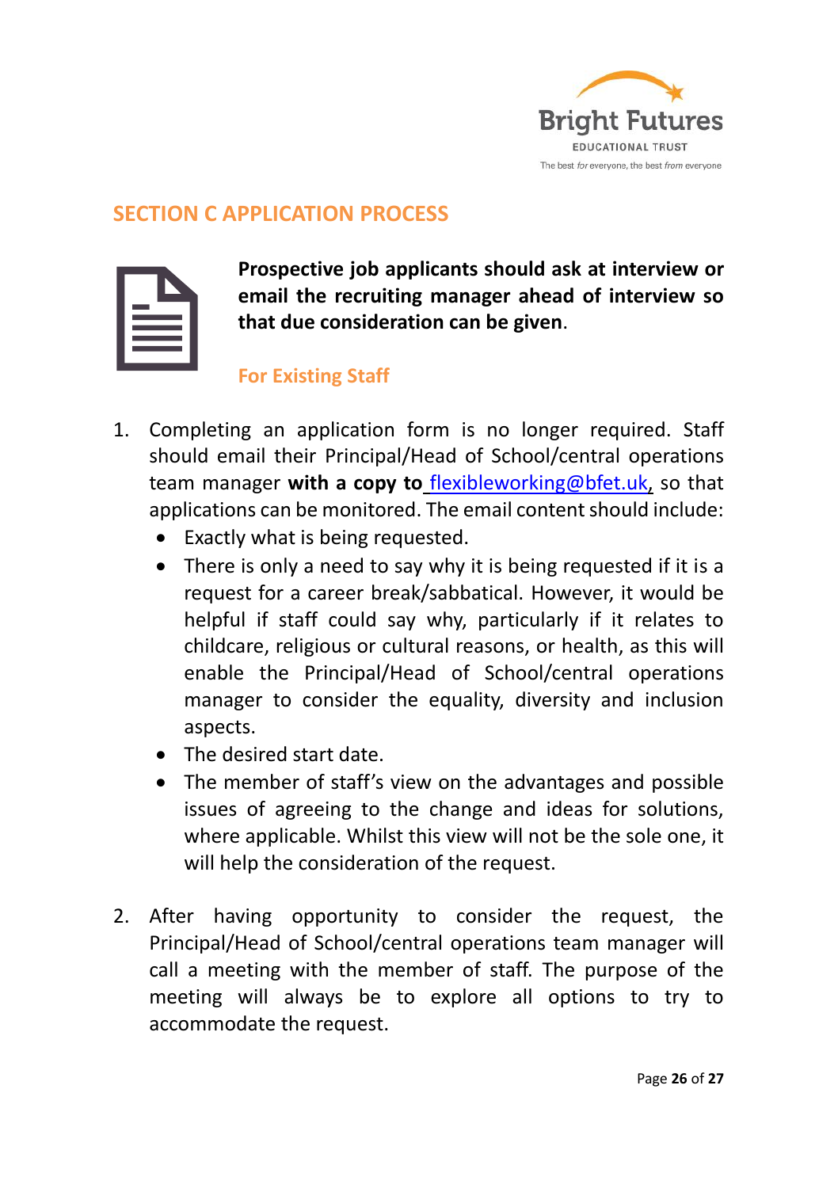## SECTION C APPLICATION PROCESS

**Prospective job applicants should ask at interview or email the recruiting manager ahead of interview so that due consideration can be given**.

### For Existing Staff

1. Completing an application form is no longer required. Staff should email their Principal/Head of School/central operations team manager **with a copy to** flexibleworking@bfet.uk, so that applications can be monitored. The email content should include:
   - Exactly what is being requested.
   - There is only a need to say why it is being requested if it is a request for a career break/sabbatical. However, it would be helpful if staff could say why, particularly if it relates to childcare, religious or cultural reasons, or health, as this will enable the Principal/Head of School/central operations manager to consider the equality, diversity and inclusion aspects.
   - The desired start date.
   - The member of staff's view on the advantages and possible issues of agreeing to the change and ideas for solutions, where applicable. Whilst this view will not be the sole one, it will help the consideration of the request.

2. After having opportunity to consider the request, the Principal/Head of School/central operations team manager will call a meeting with the member of staff. The purpose of the meeting will always be to explore all options to try to accommodate the request.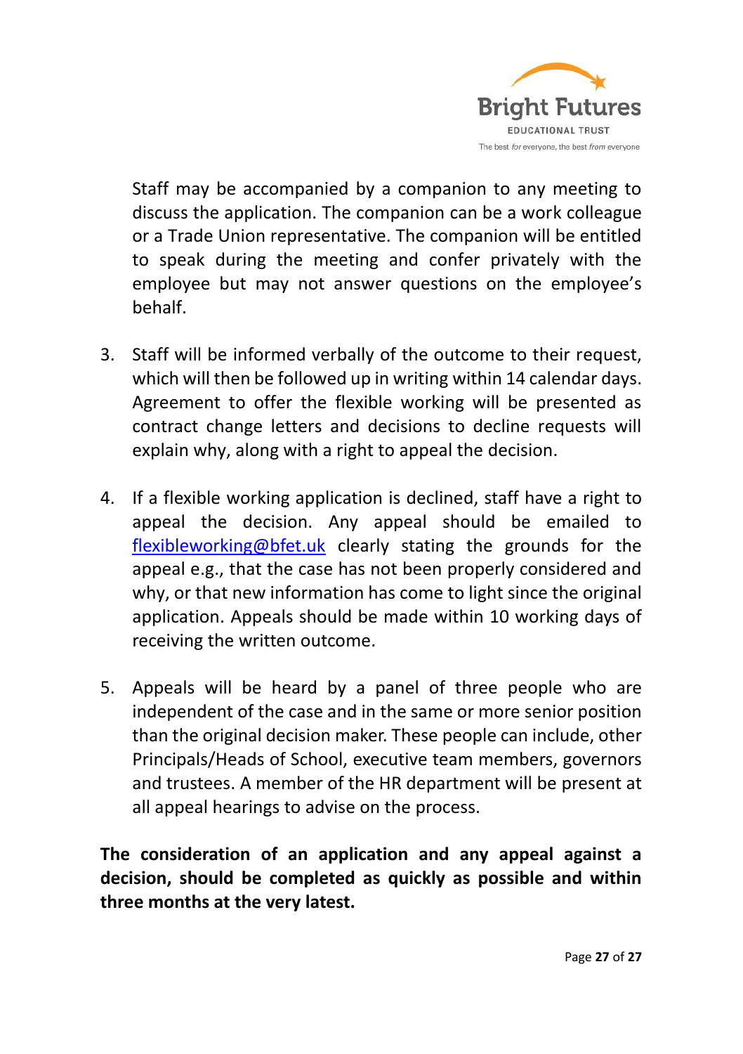Staff may be accompanied by a companion to any meeting to discuss the application. The companion can be a work colleague or a Trade Union representative. The companion will be entitled to speak during the meeting and confer privately with the employee but may not answer questions on the employee's behalf.

3. Staff will be informed verbally of the outcome to their request, which will then be followed up in writing within 14 calendar days. Agreement to offer the flexible working will be presented as contract change letters and decisions to decline requests will explain why, along with a right to appeal the decision.

4. If a flexible working application is declined, staff have a right to appeal the decision. Any appeal should be emailed to [flexibleworking@bfet.uk](mailto:flexibleworking@bfet.uk) clearly stating the grounds for the appeal e.g., that the case has not been properly considered and why, or that new information has come to light since the original application. Appeals should be made within 10 working days of receiving the written outcome.

5. Appeals will be heard by a panel of three people who are independent of the case and in the same or more senior position than the original decision maker. These people can include, other Principals/Heads of School, executive team members, governors and trustees. A member of the HR department will be present at all appeal hearings to advise on the process.

**The consideration of an application and any appeal against a decision, should be completed as quickly as possible and within three months at the very latest.**